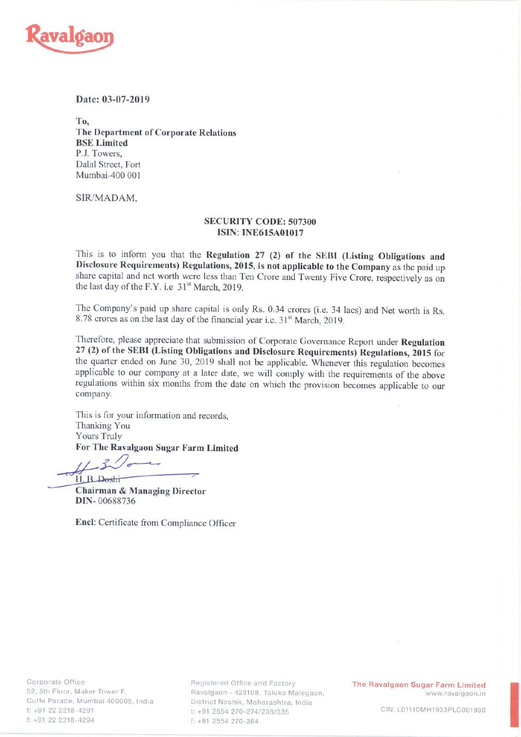Ravalgaon

**Date: 03-07-2019**

**To,**
**The Department of Corporate Relations**
**BSE Limited**
P.J. Towers,
Dalal Street, Fort
Mumbai-400 001

SIR/MADAM,

**SECURITY CODE: 507300**
**ISIN: INE615A01017**

This is to inform you that the **Regulation 27 (2) of the SEBI (Listing Obligations and Disclosure Requirements) Regulations, 2015, is not applicable to the Company** as the paid up share capital and net worth were less than Ten Crore and Twenty Five Crore, respectively as on the last day of the F.Y. i.e 31st March, 2019.

The Company's paid up share capital is only Rs. 0.34 crores (i.e. 34 lacs) and Net worth is Rs. 8.78 crores as on the last day of the financial year i.e. 31st March, 2019.

Therefore, please appreciate that submission of Corporate Governance Report under **Regulation 27 (2) of the SEBI (Listing Obligations and Disclosure Requirements) Regulations, 2015** for the quarter ended on June 30, 2019 shall not be applicable. Whenever this regulation becomes applicable to our company at a later date, we will comply with the requirements of the above regulations within six months from the date on which the provision becomes applicable to our company.

This is for your information and records,
Thanking You
Yours Truly
**For The Ravalgaon Sugar Farm Limited**

H. B. Doshi
**Chairman & Managing Director**
**DIN**- 00688736

**Encl**: Certificate from Compliance Officer

Corporate Office
52, 5th Floor, Maker Tower F,
Cuffe Parade, Mumbai 400005, India
t: +91 22 2218-4291
f: +91 22 2218-4294

Registered Office and Factory
Ravalgaon - 423108, Taluka Malegaon,
District Nashik, Maharashtra, India
t: +91 2554 270-274/238/335
f: +91 2554 270-284

The Ravalgaon Sugar Farm Limited
www.ravalgaon.in
CIN: L01110MH1933PLC001930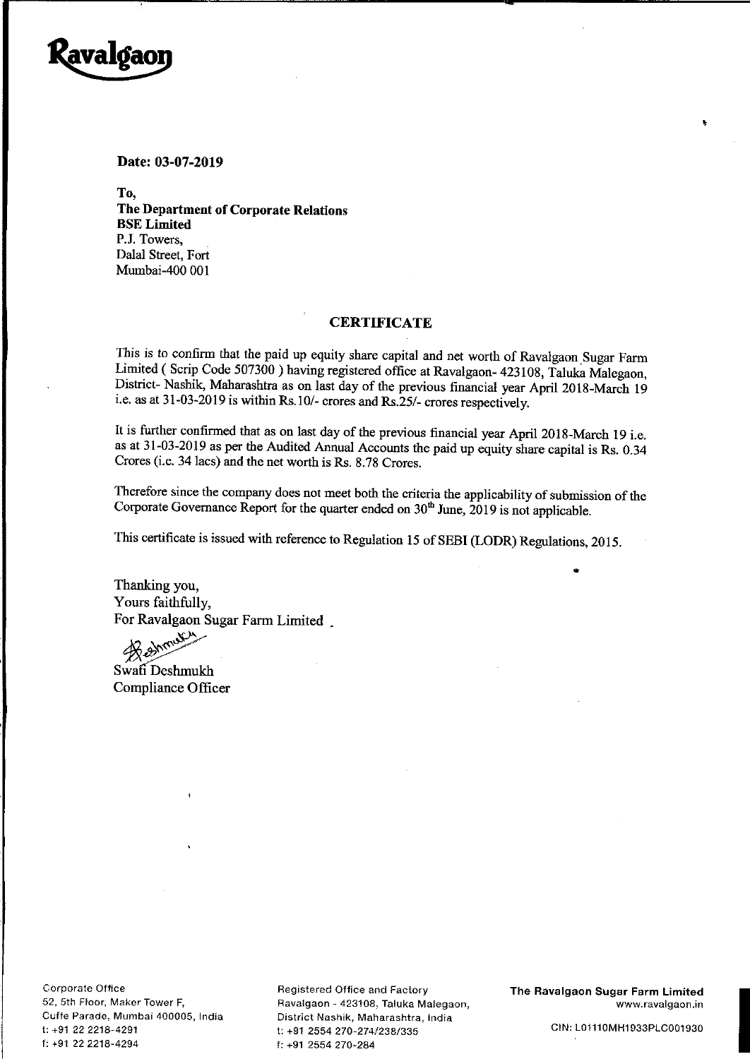Ravalgaon

**Date: 03-07-2019**

**To,**
**The Department of Corporate Relations**
**BSE Limited**
P.J. Towers,
Dalal Street, Fort
Mumbai-400 001

## CERTIFICATE

This is to confirm that the paid up equity share capital and net worth of Ravalgaon Sugar Farm Limited ( Scrip Code 507300 ) having registered office at Ravalgaon- 423108, Taluka Malegaon, District- Nashik, Maharashtra as on last day of the previous financial year April 2018-March 19 i.e. as at 31-03-2019 is within Rs.10/- crores and Rs.25/- crores respectively.

It is further confirmed that as on last day of the previous financial year April 2018-March 19 i.e. as at 31-03-2019 as per the Audited Annual Accounts the paid up equity share capital is Rs. 0.34 Crores (i.e. 34 lacs) and the net worth is Rs. 8.78 Crores.

Therefore since the company does not meet both the criteria the applicability of submission of the Corporate Governance Report for the quarter ended on 30th June, 2019 is not applicable.

This certificate is issued with reference to Regulation 15 of SEBI (LODR) Regulations, 2015.

Thanking you,
Yours faithfully,
For Ravalgaon Sugar Farm Limited

Swati Deshmukh
Compliance Officer

Corporate Office
52, 5th Floor, Maker Tower F,
Cuffe Parade, Mumbai 400005, India
t: +91 22 2218-4291
f: +91 22 2218-4294

Registered Office and Factory
Ravalgaon - 423108, Taluka Malegaon,
District Nashik, Maharashtra, India
t: +91 2554 270-274/238/335
f: +91 2554 270-284

**The Ravalgaon Sugar Farm Limited**
www.ravalgaon.in

CIN: L01110MH1933PLC001930